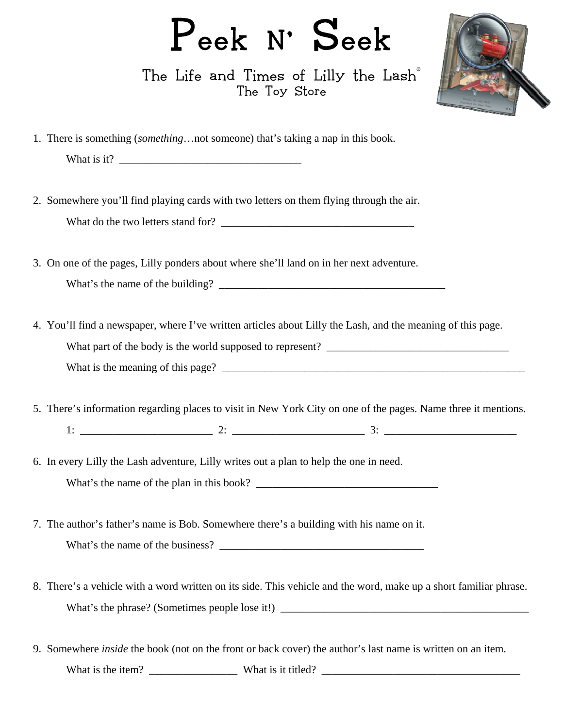# Peek N' Seek

## The Life and Times of Lilly the Lash®
### The Toy Store

1. There is something (*something*…not someone) that's taking a nap in this book.

   What is it? ________________________________

2. Somewhere you'll find playing cards with two letters on them flying through the air.

   What do the two letters stand for? __________________________________

3. On one of the pages, Lilly ponders about where she'll land on in her next adventure.

   What's the name of the building? ________________________________________

4. You'll find a newspaper, where I've written articles about Lilly the Lash, and the meaning of this page.

   What part of the body is the world supposed to represent? ________________________________

   What is the meaning of this page? ______________________________________________________

5. There's information regarding places to visit in New York City on one of the pages. Name three it mentions.

   1: _______________________ 2: _______________________ 3: _______________________

6. In every Lilly the Lash adventure, Lilly writes out a plan to help the one in need.

   What's the name of the plan in this book? ________________________________

7. The author's father's name is Bob. Somewhere there's a building with his name on it.

   What's the name of the business? ____________________________________

8. There's a vehicle with a word written on its side. This vehicle and the word, make up a short familiar phrase.

   What's the phrase? (Sometimes people lose it!) ____________________________________________

9. Somewhere *inside* the book (not on the front or back cover) the author's last name is written on an item.

   What is the item? _______________ What is it titled? ___________________________________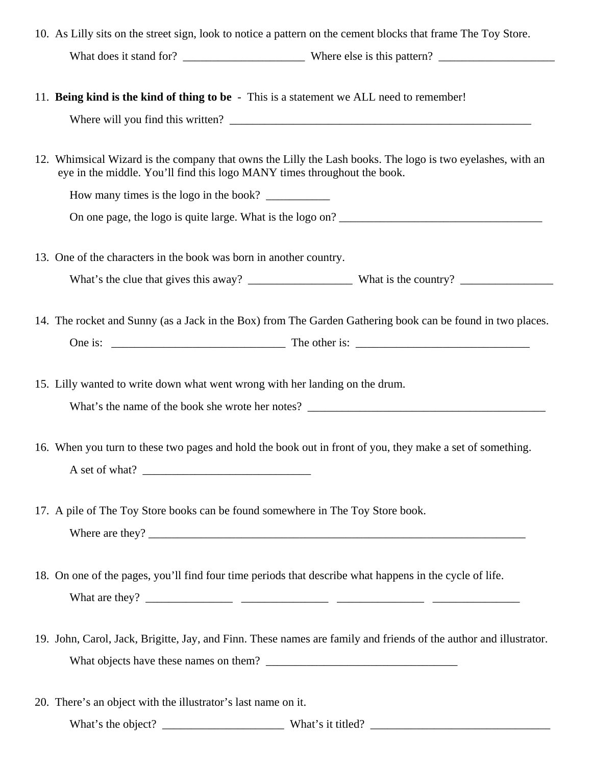10. As Lilly sits on the street sign, look to notice a pattern on the cement blocks that frame The Toy Store.

    What does it stand for? _____________________ Where else is this pattern? ____________________

11. **Being kind is the kind of thing to be** - This is a statement we ALL need to remember!

    Where will you find this written? _______________________________________________________

12. Whimsical Wizard is the company that owns the Lilly the Lash books. The logo is two eyelashes, with an eye in the middle. You'll find this logo MANY times throughout the book.

    How many times is the logo in the book? ___________

    On one page, the logo is quite large. What is the logo on? ____________________________________

13. One of the characters in the book was born in another country.

    What's the clue that gives this away? __________________ What is the country? ________________

14. The rocket and Sunny (as a Jack in the Box) from The Garden Gathering book can be found in two places.

    One is: ______________________________ The other is: ______________________________

15. Lilly wanted to write down what went wrong with her landing on the drum.

    What's the name of the book she wrote her notes? __________________________________________

16. When you turn to these two pages and hold the book out in front of you, they make a set of something.

    A set of what? _____________________________

17. A pile of The Toy Store books can be found somewhere in The Toy Store book.

    Where are they? ______________________________________________________________________

18. On one of the pages, you'll find four time periods that describe what happens in the cycle of life.

    What are they? _______________ _______________ _______________ _______________

19. John, Carol, Jack, Brigitte, Jay, and Finn. These names are family and friends of the author and illustrator.

    What objects have these names on them? _________________________________

20. There's an object with the illustrator's last name on it.

    What's the object? _____________________ What's it titled? _______________________________